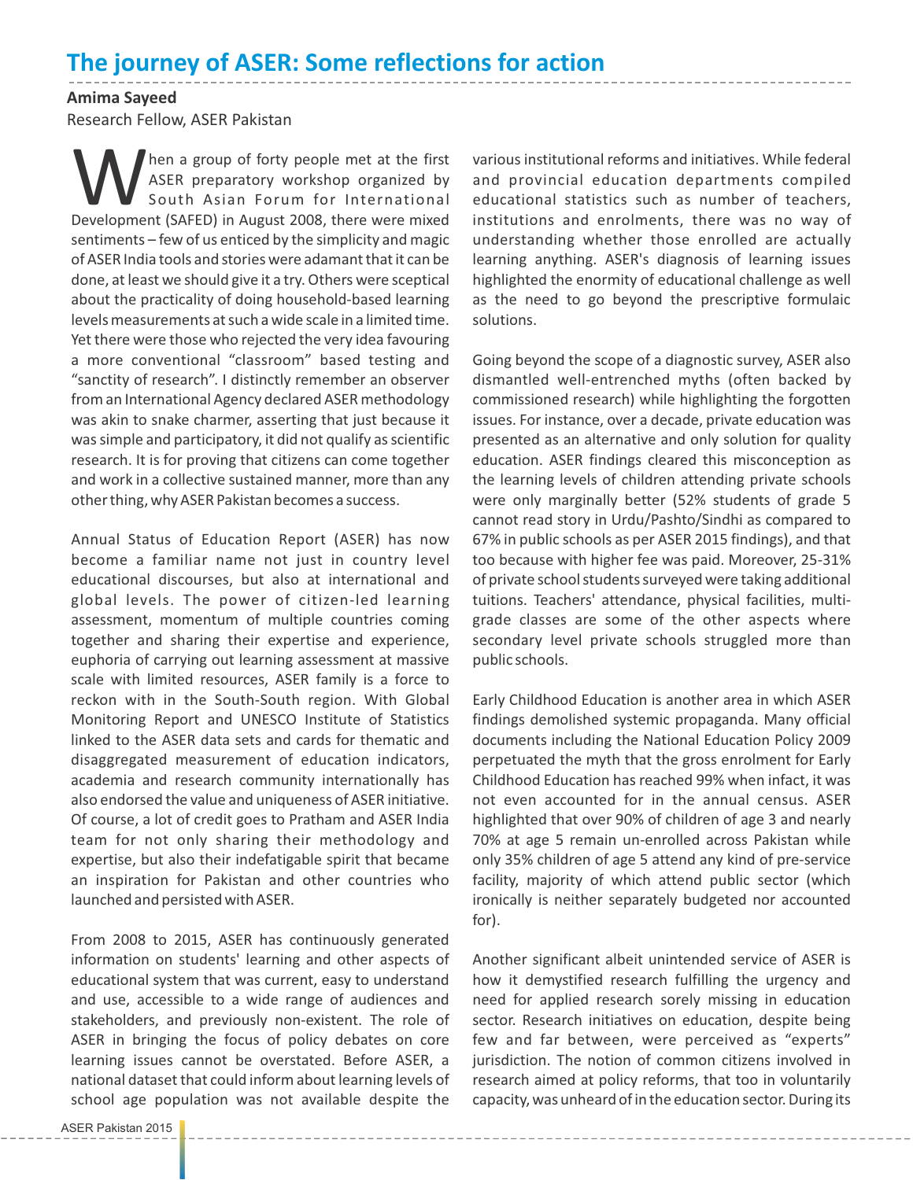# The journey of ASER: Some reflections for action

**Amima Sayeed**

Research Fellow, ASER Pakistan

When a group of forty people met at the first ASER preparatory workshop organized by South Asian Forum for International Development (SAFED) in August 2008, there were mixed sentiments – few of us enticed by the simplicity and magic of ASER India tools and stories were adamant that it can be done, at least we should give it a try. Others were sceptical about the practicality of doing household-based learning levels measurements at such a wide scale in a limited time. Yet there were those who rejected the very idea favouring a more conventional "classroom" based testing and "sanctity of research". I distinctly remember an observer from an International Agency declared ASER methodology was akin to snake charmer, asserting that just because it was simple and participatory, it did not qualify as scientific research. It is for proving that citizens can come together and work in a collective sustained manner, more than any other thing, why ASER Pakistan becomes a success.

Annual Status of Education Report (ASER) has now become a familiar name not just in country level educational discourses, but also at international and global levels. The power of citizen-led learning assessment, momentum of multiple countries coming together and sharing their expertise and experience, euphoria of carrying out learning assessment at massive scale with limited resources, ASER family is a force to reckon with in the South-South region. With Global Monitoring Report and UNESCO Institute of Statistics linked to the ASER data sets and cards for thematic and disaggregated measurement of education indicators, academia and research community internationally has also endorsed the value and uniqueness of ASER initiative. Of course, a lot of credit goes to Pratham and ASER India team for not only sharing their methodology and expertise, but also their indefatigable spirit that became an inspiration for Pakistan and other countries who launched and persisted with ASER.

From 2008 to 2015, ASER has continuously generated information on students' learning and other aspects of educational system that was current, easy to understand and use, accessible to a wide range of audiences and stakeholders, and previously non-existent. The role of ASER in bringing the focus of policy debates on core learning issues cannot be overstated. Before ASER, a national dataset that could inform about learning levels of school age population was not available despite the various institutional reforms and initiatives. While federal and provincial education departments compiled educational statistics such as number of teachers, institutions and enrolments, there was no way of understanding whether those enrolled are actually learning anything. ASER's diagnosis of learning issues highlighted the enormity of educational challenge as well as the need to go beyond the prescriptive formulaic solutions.

Going beyond the scope of a diagnostic survey, ASER also dismantled well-entrenched myths (often backed by commissioned research) while highlighting the forgotten issues. For instance, over a decade, private education was presented as an alternative and only solution for quality education. ASER findings cleared this misconception as the learning levels of children attending private schools were only marginally better (52% students of grade 5 cannot read story in Urdu/Pashto/Sindhi as compared to 67% in public schools as per ASER 2015 findings), and that too because with higher fee was paid. Moreover, 25-31% of private school students surveyed were taking additional tuitions. Teachers' attendance, physical facilities, multi-grade classes are some of the other aspects where secondary level private schools struggled more than public schools.

Early Childhood Education is another area in which ASER findings demolished systemic propaganda. Many official documents including the National Education Policy 2009 perpetuated the myth that the gross enrolment for Early Childhood Education has reached 99% when infact, it was not even accounted for in the annual census. ASER highlighted that over 90% of children of age 3 and nearly 70% at age 5 remain un-enrolled across Pakistan while only 35% children of age 5 attend any kind of pre-service facility, majority of which attend public sector (which ironically is neither separately budgeted nor accounted for).

Another significant albeit unintended service of ASER is how it demystified research fulfilling the urgency and need for applied research sorely missing in education sector. Research initiatives on education, despite being few and far between, were perceived as "experts" jurisdiction. The notion of common citizens involved in research aimed at policy reforms, that too in voluntarily capacity, was unheard of in the education sector. During its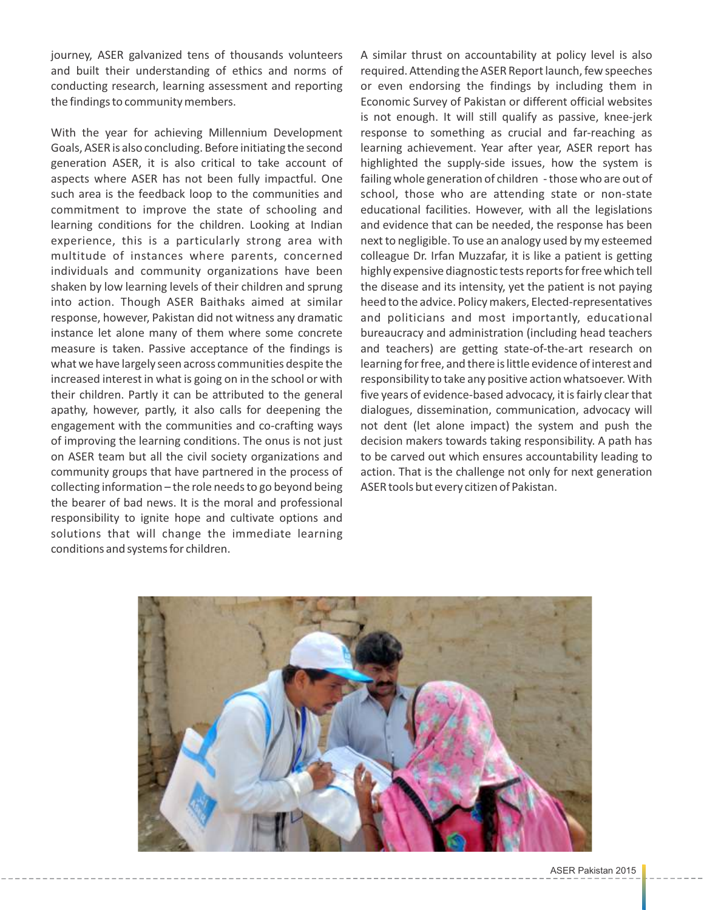journey, ASER galvanized tens of thousands volunteers and built their understanding of ethics and norms of conducting research, learning assessment and reporting the findings to community members.

With the year for achieving Millennium Development Goals, ASER is also concluding. Before initiating the second generation ASER, it is also critical to take account of aspects where ASER has not been fully impactful. One such area is the feedback loop to the communities and commitment to improve the state of schooling and learning conditions for the children. Looking at Indian experience, this is a particularly strong area with multitude of instances where parents, concerned individuals and community organizations have been shaken by low learning levels of their children and sprung into action. Though ASER Baithaks aimed at similar response, however, Pakistan did not witness any dramatic instance let alone many of them where some concrete measure is taken. Passive acceptance of the findings is what we have largely seen across communities despite the increased interest in what is going on in the school or with their children. Partly it can be attributed to the general apathy, however, partly, it also calls for deepening the engagement with the communities and co-crafting ways of improving the learning conditions. The onus is not just on ASER team but all the civil society organizations and community groups that have partnered in the process of collecting information – the role needs to go beyond being the bearer of bad news. It is the moral and professional responsibility to ignite hope and cultivate options and solutions that will change the immediate learning conditions and systems for children.

A similar thrust on accountability at policy level is also required. Attending the ASER Report launch, few speeches or even endorsing the findings by including them in Economic Survey of Pakistan or different official websites is not enough. It will still qualify as passive, knee-jerk response to something as crucial and far-reaching as learning achievement. Year after year, ASER report has highlighted the supply-side issues, how the system is failing whole generation of children - those who are out of school, those who are attending state or non-state educational facilities. However, with all the legislations and evidence that can be needed, the response has been next to negligible. To use an analogy used by my esteemed colleague Dr. Irfan Muzzafar, it is like a patient is getting highly expensive diagnostic tests reports for free which tell the disease and its intensity, yet the patient is not paying heed to the advice. Policy makers, Elected-representatives and politicians and most importantly, educational bureaucracy and administration (including head teachers and teachers) are getting state-of-the-art research on learning for free, and there is little evidence of interest and responsibility to take any positive action whatsoever. With five years of evidence-based advocacy, it is fairly clear that dialogues, dissemination, communication, advocacy will not dent (let alone impact) the system and push the decision makers towards taking responsibility. A path has to be carved out which ensures accountability leading to action. That is the challenge not only for next generation ASER tools but every citizen of Pakistan.